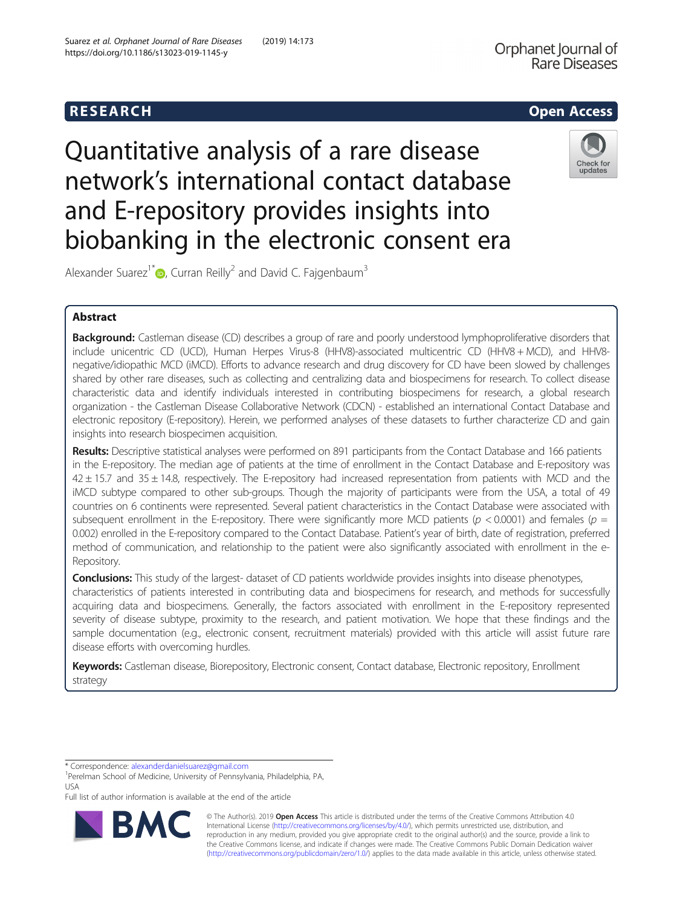# RESEARCH

# Quantitative analysis of a rare disease network's international contact database and E-repository provides insights into biobanking in the electronic consent era

Alexander Suarez[1*], Curran Reilly[2] and David C. Fajgenbaum[3]

## Abstract

**Background:** Castleman disease (CD) describes a group of rare and poorly understood lymphoproliferative disorders that include unicentric CD (UCD), Human Herpes Virus-8 (HHV8)-associated multicentric CD (HHV8 + MCD), and HHV8-negative/idiopathic MCD (iMCD). Efforts to advance research and drug discovery for CD have been slowed by challenges shared by other rare diseases, such as collecting and centralizing data and biospecimens for research. To collect disease characteristic data and identify individuals interested in contributing biospecimens for research, a global research organization - the Castleman Disease Collaborative Network (CDCN) - established an international Contact Database and electronic repository (E-repository). Herein, we performed analyses of these datasets to further characterize CD and gain insights into research biospecimen acquisition.

**Results:** Descriptive statistical analyses were performed on 891 participants from the Contact Database and 166 patients in the E-repository. The median age of patients at the time of enrollment in the Contact Database and E-repository was $42 \pm 15.7$ and $35 \pm 14.8$, respectively. The E-repository had increased representation from patients with MCD and the iMCD subtype compared to other sub-groups. Though the majority of participants were from the USA, a total of 49 countries on 6 continents were represented. Several patient characteristics in the Contact Database were associated with subsequent enrollment in the E-repository. There were significantly more MCD patients ($p < 0.0001$) and females ($p = 0.002$) enrolled in the E-repository compared to the Contact Database. Patient's year of birth, date of registration, preferred method of communication, and relationship to the patient were also significantly associated with enrollment in the e-Repository.

**Conclusions:** This study of the largest- dataset of CD patients worldwide provides insights into disease phenotypes, characteristics of patients interested in contributing data and biospecimens for research, and methods for successfully acquiring data and biospecimens. Generally, the factors associated with enrollment in the E-repository represented severity of disease subtype, proximity to the research, and patient motivation. We hope that these findings and the sample documentation (e.g., electronic consent, recruitment materials) provided with this article will assist future rare disease efforts with overcoming hurdles.

**Keywords:** Castleman disease, Biorepository, Electronic consent, Contact database, Electronic repository, Enrollment strategy

\* Correspondence: alexanderdanielsuarez@gmail.com
[1]Perelman School of Medicine, University of Pennsylvania, Philadelphia, PA, USA
Full list of author information is available at the end of the article

© The Author(s). 2019 **Open Access** This article is distributed under the terms of the Creative Commons Attribution 4.0 International License (http://creativecommons.org/licenses/by/4.0/), which permits unrestricted use, distribution, and reproduction in any medium, provided you give appropriate credit to the original author(s) and the source, provide a link to the Creative Commons license, and indicate if changes were made. The Creative Commons Public Domain Dedication waiver (http://creativecommons.org/publicdomain/zero/1.0/) applies to the data made available in this article, unless otherwise stated.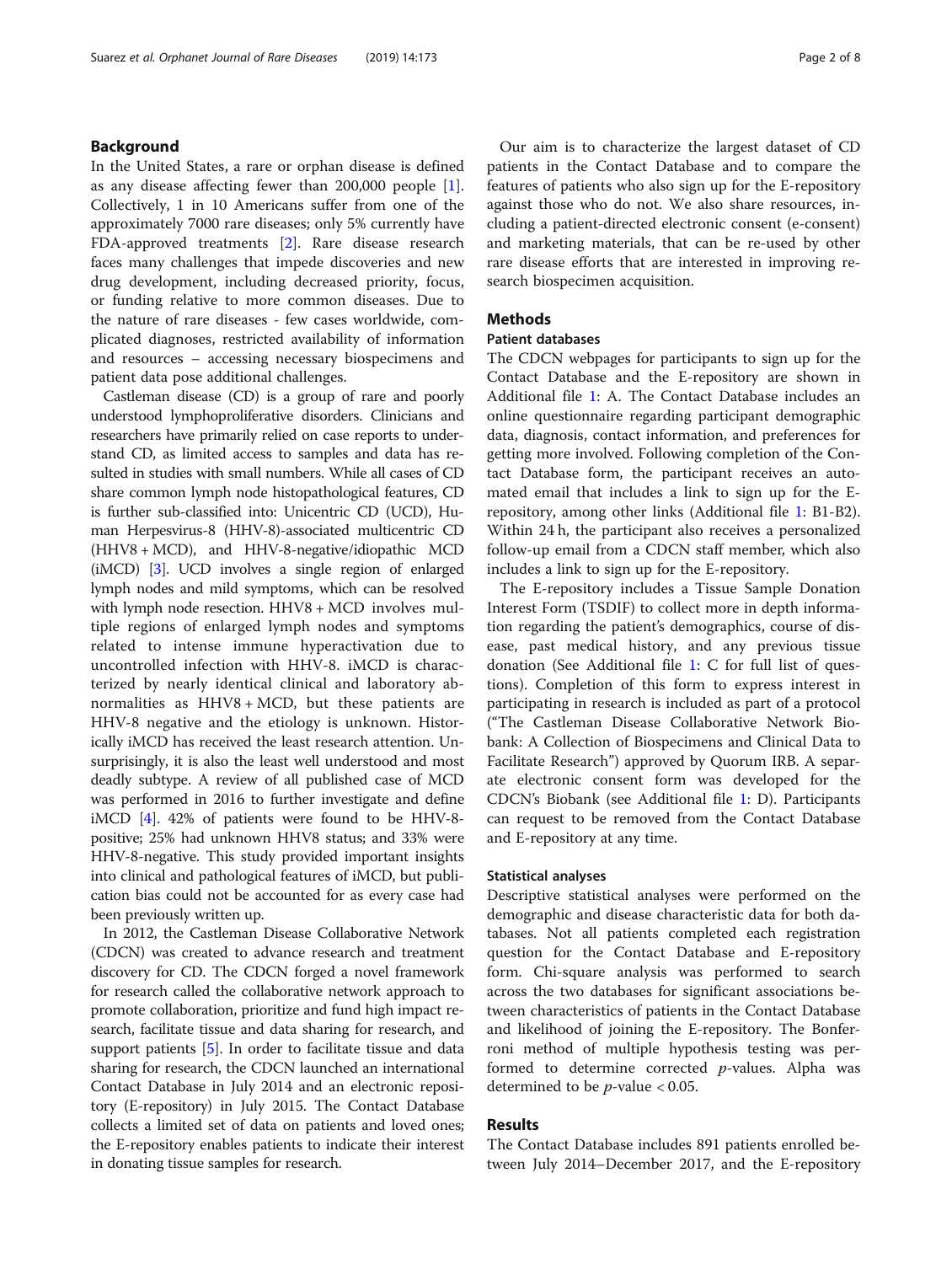## Background

In the United States, a rare or orphan disease is defined as any disease affecting fewer than 200,000 people [1]. Collectively, 1 in 10 Americans suffer from one of the approximately 7000 rare diseases; only 5% currently have FDA-approved treatments [2]. Rare disease research faces many challenges that impede discoveries and new drug development, including decreased priority, focus, or funding relative to more common diseases. Due to the nature of rare diseases - few cases worldwide, complicated diagnoses, restricted availability of information and resources – accessing necessary biospecimens and patient data pose additional challenges.

Castleman disease (CD) is a group of rare and poorly understood lymphoproliferative disorders. Clinicians and researchers have primarily relied on case reports to understand CD, as limited access to samples and data has resulted in studies with small numbers. While all cases of CD share common lymph node histopathological features, CD is further sub-classified into: Unicentric CD (UCD), Human Herpesvirus-8 (HHV-8)-associated multicentric CD (HHV8 + MCD), and HHV-8-negative/idiopathic MCD (iMCD) [3]. UCD involves a single region of enlarged lymph nodes and mild symptoms, which can be resolved with lymph node resection. HHV8 + MCD involves multiple regions of enlarged lymph nodes and symptoms related to intense immune hyperactivation due to uncontrolled infection with HHV-8. iMCD is characterized by nearly identical clinical and laboratory abnormalities as HHV8 + MCD, but these patients are HHV-8 negative and the etiology is unknown. Historically iMCD has received the least research attention. Unsurprisingly, it is also the least well understood and most deadly subtype. A review of all published case of MCD was performed in 2016 to further investigate and define iMCD [4]. 42% of patients were found to be HHV-8-positive; 25% had unknown HHV8 status; and 33% were HHV-8-negative. This study provided important insights into clinical and pathological features of iMCD, but publication bias could not be accounted for as every case had been previously written up.

In 2012, the Castleman Disease Collaborative Network (CDCN) was created to advance research and treatment discovery for CD. The CDCN forged a novel framework for research called the collaborative network approach to promote collaboration, prioritize and fund high impact research, facilitate tissue and data sharing for research, and support patients [5]. In order to facilitate tissue and data sharing for research, the CDCN launched an international Contact Database in July 2014 and an electronic repository (E-repository) in July 2015. The Contact Database collects a limited set of data on patients and loved ones; the E-repository enables patients to indicate their interest in donating tissue samples for research.

Our aim is to characterize the largest dataset of CD patients in the Contact Database and to compare the features of patients who also sign up for the E-repository against those who do not. We also share resources, including a patient-directed electronic consent (e-consent) and marketing materials, that can be re-used by other rare disease efforts that are interested in improving research biospecimen acquisition.

## Methods

### Patient databases

The CDCN webpages for participants to sign up for the Contact Database and the E-repository are shown in Additional file 1: A. The Contact Database includes an online questionnaire regarding participant demographic data, diagnosis, contact information, and preferences for getting more involved. Following completion of the Contact Database form, the participant receives an automated email that includes a link to sign up for the E-repository, among other links (Additional file 1: B1-B2). Within 24 h, the participant also receives a personalized follow-up email from a CDCN staff member, which also includes a link to sign up for the E-repository.

The E-repository includes a Tissue Sample Donation Interest Form (TSDIF) to collect more in depth information regarding the patient's demographics, course of disease, past medical history, and any previous tissue donation (See Additional file 1: C for full list of questions). Completion of this form to express interest in participating in research is included as part of a protocol ("The Castleman Disease Collaborative Network Biobank: A Collection of Biospecimens and Clinical Data to Facilitate Research") approved by Quorum IRB. A separate electronic consent form was developed for the CDCN's Biobank (see Additional file 1: D). Participants can request to be removed from the Contact Database and E-repository at any time.

### Statistical analyses

Descriptive statistical analyses were performed on the demographic and disease characteristic data for both databases. Not all patients completed each registration question for the Contact Database and E-repository form. Chi-square analysis was performed to search across the two databases for significant associations between characteristics of patients in the Contact Database and likelihood of joining the E-repository. The Bonferroni method of multiple hypothesis testing was performed to determine corrected $p$-values. Alpha was determined to be $p\text{-value} < 0.05$.

## Results

The Contact Database includes 891 patients enrolled between July 2014–December 2017, and the E-repository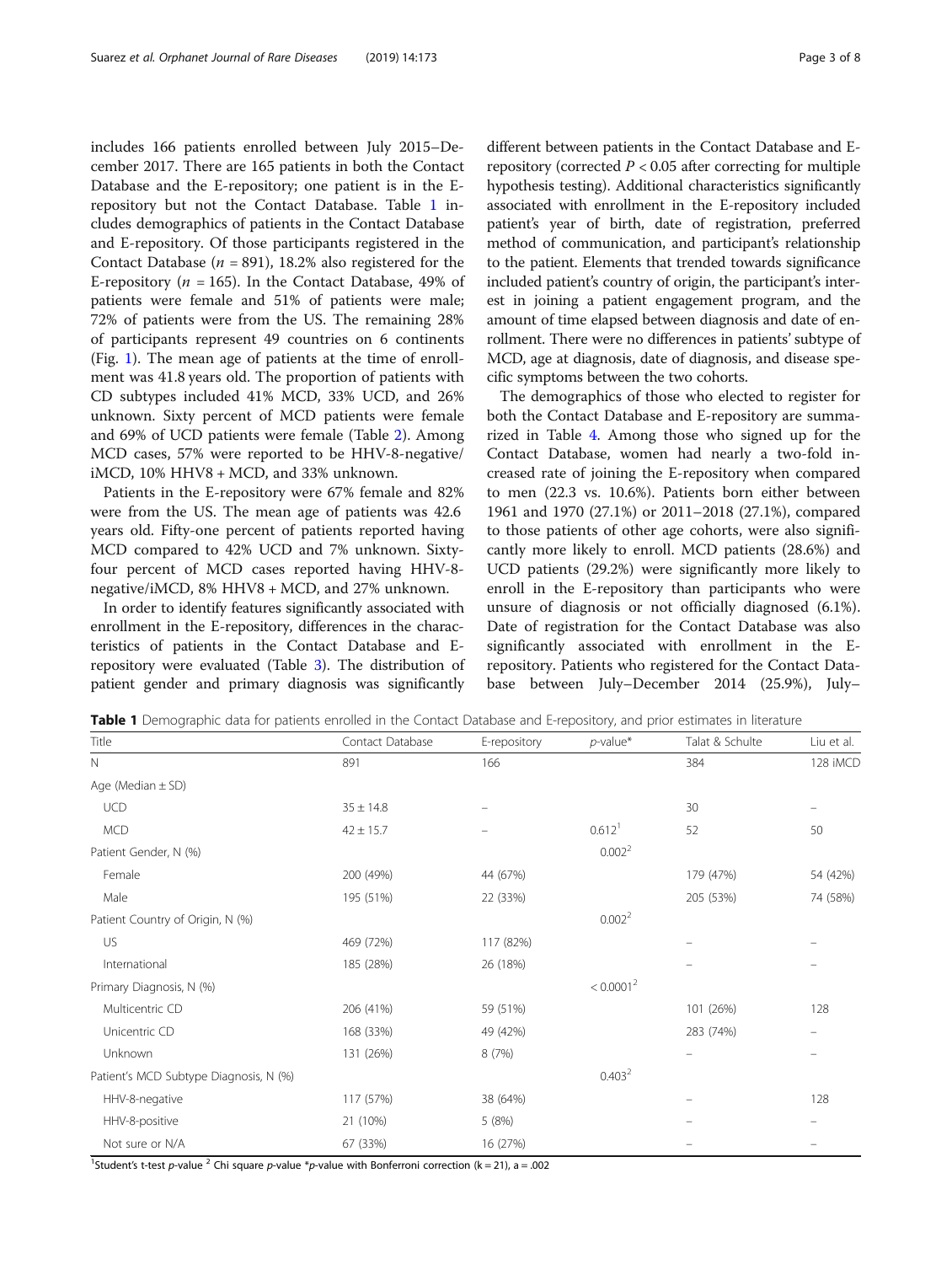includes 166 patients enrolled between July 2015–December 2017. There are 165 patients in both the Contact Database and the E-repository; one patient is in the E-repository but not the Contact Database. Table 1 includes demographics of patients in the Contact Database and E-repository. Of those participants registered in the Contact Database ($n$ = 891), 18.2% also registered for the E-repository ($n$ = 165). In the Contact Database, 49% of patients were female and 51% of patients were male; 72% of patients were from the US. The remaining 28% of participants represent 49 countries on 6 continents (Fig. 1). The mean age of patients at the time of enrollment was 41.8 years old. The proportion of patients with CD subtypes included 41% MCD, 33% UCD, and 26% unknown. Sixty percent of MCD patients were female and 69% of UCD patients were female (Table 2). Among MCD cases, 57% were reported to be HHV-8-negative/iMCD, 10% HHV8 + MCD, and 33% unknown.

Patients in the E-repository were 67% female and 82% were from the US. The mean age of patients was 42.6 years old. Fifty-one percent of patients reported having MCD compared to 42% UCD and 7% unknown. Sixty-four percent of MCD cases reported having HHV-8-negative/iMCD, 8% HHV8 + MCD, and 27% unknown.

In order to identify features significantly associated with enrollment in the E-repository, differences in the characteristics of patients in the Contact Database and E-repository were evaluated (Table 3). The distribution of patient gender and primary diagnosis was significantly different between patients in the Contact Database and E-repository (corrected $P < 0.05$ after correcting for multiple hypothesis testing). Additional characteristics significantly associated with enrollment in the E-repository included patient's year of birth, date of registration, preferred method of communication, and participant's relationship to the patient. Elements that trended towards significance included patient's country of origin, the participant's interest in joining a patient engagement program, and the amount of time elapsed between diagnosis and date of enrollment. There were no differences in patients' subtype of MCD, age at diagnosis, date of diagnosis, and disease specific symptoms between the two cohorts.

The demographics of those who elected to register for both the Contact Database and E-repository are summarized in Table 4. Among those who signed up for the Contact Database, women had nearly a two-fold increased rate of joining the E-repository when compared to men (22.3 vs. 10.6%). Patients born either between 1961 and 1970 (27.1%) or 2011–2018 (27.1%), compared to those patients of other age cohorts, were also significantly more likely to enroll. MCD patients (28.6%) and UCD patients (29.2%) were significantly more likely to enroll in the E-repository than participants who were unsure of diagnosis or not officially diagnosed (6.1%). Date of registration for the Contact Database was also significantly associated with enrollment in the E-repository. Patients who registered for the Contact Database between July–December 2014 (25.9%), July–

**Table 1** Demographic data for patients enrolled in the Contact Database and E-repository, and prior estimates in literature

| Title | Contact Database | E-repository | $p$-value* | Talat & Schulte | Liu et al. |
|---|---|---|---|---|---|
| N | 891 | 166 | | 384 | 128 iMCD |
| Age (Median ± SD) | | | | | |
| UCD | 35 ± 14.8 | – | | 30 | – |
| MCD | 42 ± 15.7 | – | 0.612[1] | 52 | 50 |
| Patient Gender, N (%) | | | 0.002[2] | | |
| Female | 200 (49%) | 44 (67%) | | 179 (47%) | 54 (42%) |
| Male | 195 (51%) | 22 (33%) | | 205 (53%) | 74 (58%) |
| Patient Country of Origin, N (%) | | | 0.002[2] | | |
| US | 469 (72%) | 117 (82%) | | – | – |
| International | 185 (28%) | 26 (18%) | | – | – |
| Primary Diagnosis, N (%) | | | < 0.0001[2] | | |
| Multicentric CD | 206 (41%) | 59 (51%) | | 101 (26%) | 128 |
| Unicentric CD | 168 (33%) | 49 (42%) | | 283 (74%) | – |
| Unknown | 131 (26%) | 8 (7%) | | – | – |
| Patient's MCD Subtype Diagnosis, N (%) | | | 0.403[2] | | |
| HHV-8-negative | 117 (57%) | 38 (64%) | | – | 128 |
| HHV-8-positive | 21 (10%) | 5 (8%) | | – | – |
| Not sure or N/A | 67 (33%) | 16 (27%) | | – | – |

[1]Student's t-test $p$-value [2] Chi square $p$-value *$p$-value with Bonferroni correction (k = 21), a = .002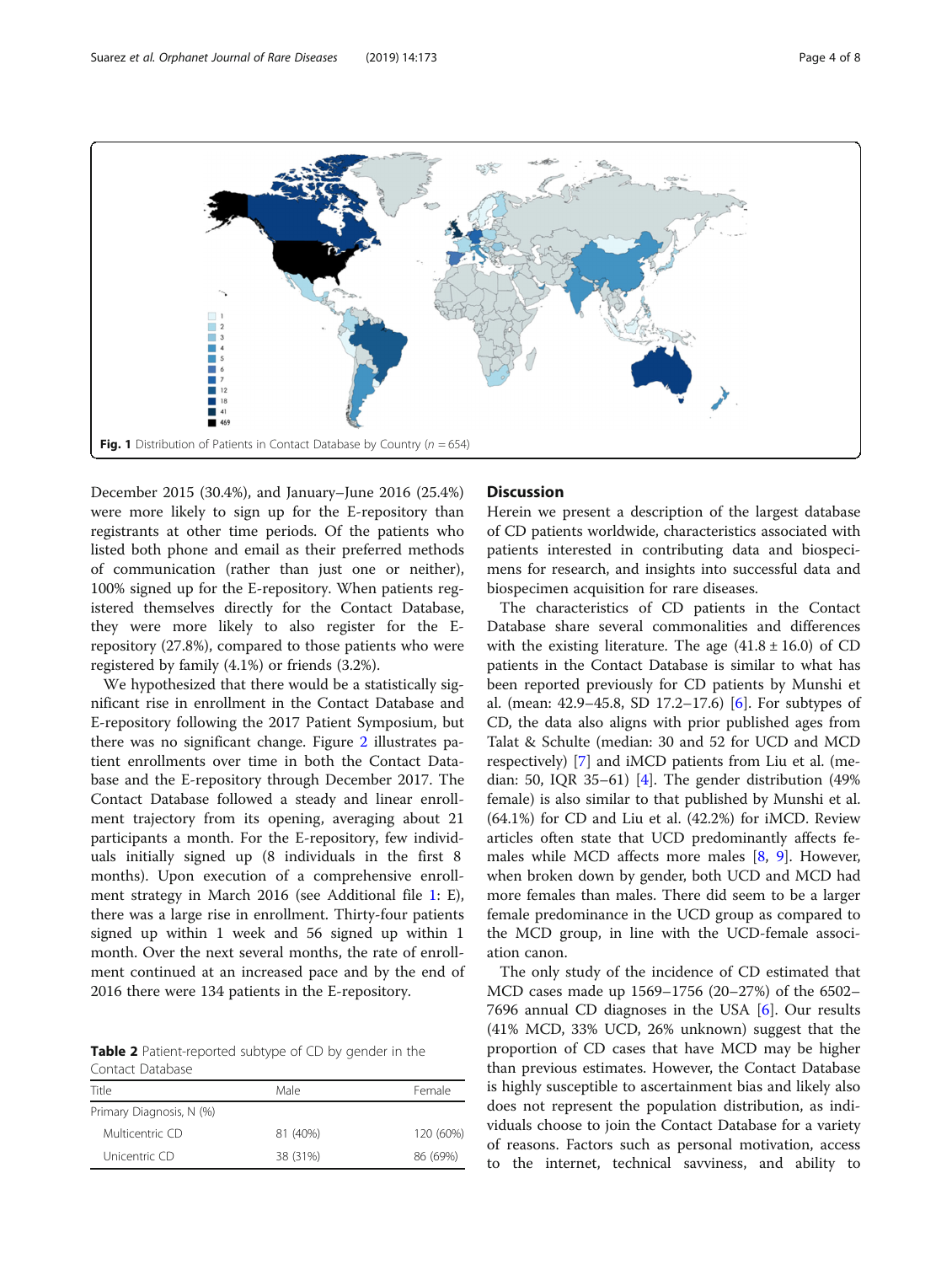Fig. 1 Distribution of Patients in Contact Database by Country (n = 654)

December 2015 (30.4%), and January–June 2016 (25.4%) were more likely to sign up for the E-repository than registrants at other time periods. Of the patients who listed both phone and email as their preferred methods of communication (rather than just one or neither), 100% signed up for the E-repository. When patients registered themselves directly for the Contact Database, they were more likely to also register for the E-repository (27.8%), compared to those patients who were registered by family (4.1%) or friends (3.2%).

We hypothesized that there would be a statistically significant rise in enrollment in the Contact Database and E-repository following the 2017 Patient Symposium, but there was no significant change. Figure 2 illustrates patient enrollments over time in both the Contact Database and the E-repository through December 2017. The Contact Database followed a steady and linear enrollment trajectory from its opening, averaging about 21 participants a month. For the E-repository, few individuals initially signed up (8 individuals in the first 8 months). Upon execution of a comprehensive enrollment strategy in March 2016 (see Additional file 1: E), there was a large rise in enrollment. Thirty-four patients signed up within 1 week and 56 signed up within 1 month. Over the next several months, the rate of enrollment continued at an increased pace and by the end of 2016 there were 134 patients in the E-repository.

**Table 2** Patient-reported subtype of CD by gender in the Contact Database

| Title | Male | Female |
| --- | --- | --- |
| Primary Diagnosis, N (%) | | |
| Multicentric CD | 81 (40%) | 120 (60%) |
| Unicentric CD | 38 (31%) | 86 (69%) |

## Discussion

Herein we present a description of the largest database of CD patients worldwide, characteristics associated with patients interested in contributing data and biospecimens for research, and insights into successful data and biospecimen acquisition for rare diseases.

The characteristics of CD patients in the Contact Database share several commonalities and differences with the existing literature. The age (41.8 ± 16.0) of CD patients in the Contact Database is similar to what has been reported previously for CD patients by Munshi et al. (mean: 42.9–45.8, SD 17.2–17.6) [6]. For subtypes of CD, the data also aligns with prior published ages from Talat & Schulte (median: 30 and 52 for UCD and MCD respectively) [7] and iMCD patients from Liu et al. (median: 50, IQR 35–61) [4]. The gender distribution (49% female) is also similar to that published by Munshi et al. (64.1%) for CD and Liu et al. (42.2%) for iMCD. Review articles often state that UCD predominantly affects females while MCD affects more males [8, 9]. However, when broken down by gender, both UCD and MCD had more females than males. There did seem to be a larger female predominance in the UCD group as compared to the MCD group, in line with the UCD-female association canon.

The only study of the incidence of CD estimated that MCD cases made up 1569–1756 (20–27%) of the 6502–7696 annual CD diagnoses in the USA [6]. Our results (41% MCD, 33% UCD, 26% unknown) suggest that the proportion of CD cases that have MCD may be higher than previous estimates. However, the Contact Database is highly susceptible to ascertainment bias and likely also does not represent the population distribution, as individuals choose to join the Contact Database for a variety of reasons. Factors such as personal motivation, access to the internet, technical savviness, and ability to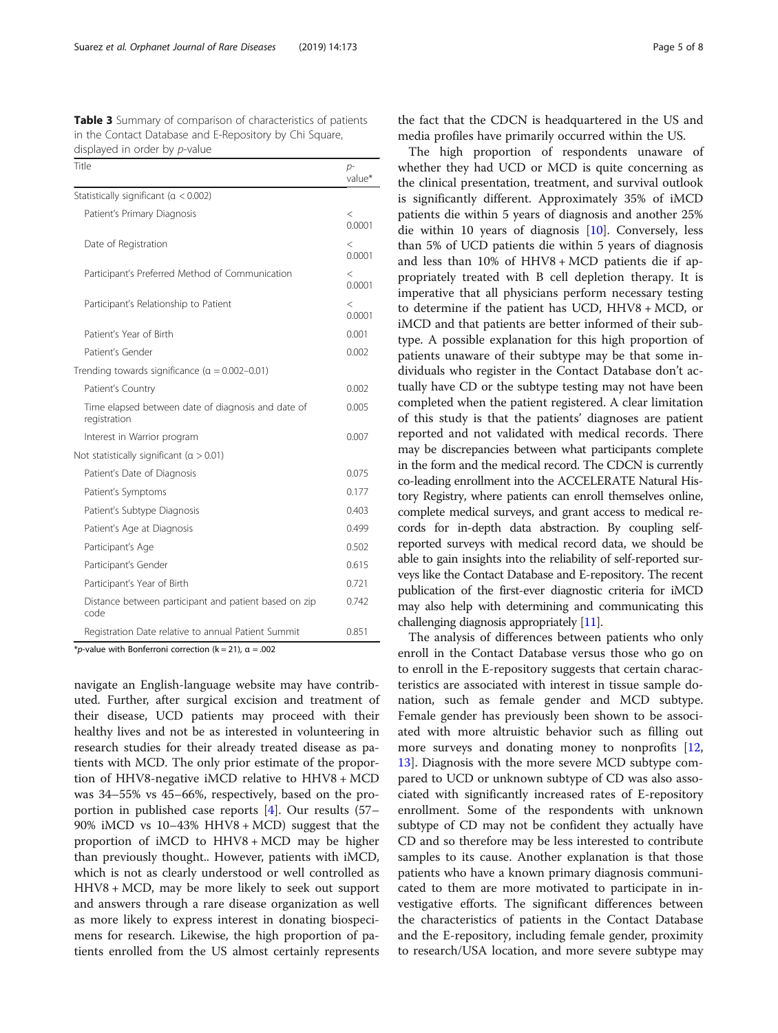**Table 3** Summary of comparison of characteristics of patients in the Contact Database and E-Repository by Chi Square, displayed in order by *p*-value

| Title | *p*-value* |
|---|---|
| Statistically significant ($\alpha < 0.002$) | |
| Patient's Primary Diagnosis | < 0.0001 |
| Date of Registration | < 0.0001 |
| Participant's Preferred Method of Communication | < 0.0001 |
| Participant's Relationship to Patient | < 0.0001 |
| Patient's Year of Birth | 0.001 |
| Patient's Gender | 0.002 |
| Trending towards significance ($\alpha = 0.002–0.01$) | |
| Patient's Country | 0.002 |
| Time elapsed between date of diagnosis and date of registration | 0.005 |
| Interest in Warrior program | 0.007 |
| Not statistically significant ($\alpha > 0.01$) | |
| Patient's Date of Diagnosis | 0.075 |
| Patient's Symptoms | 0.177 |
| Patient's Subtype Diagnosis | 0.403 |
| Patient's Age at Diagnosis | 0.499 |
| Participant's Age | 0.502 |
| Participant's Gender | 0.615 |
| Participant's Year of Birth | 0.721 |
| Distance between participant and patient based on zip code | 0.742 |
| Registration Date relative to annual Patient Summit | 0.851 |

**p*-value with Bonferroni correction (k = 21), $\alpha = .002$

navigate an English-language website may have contributed. Further, after surgical excision and treatment of their disease, UCD patients may proceed with their healthy lives and not be as interested in volunteering in research studies for their already treated disease as patients with MCD. The only prior estimate of the proportion of HHV8-negative iMCD relative to HHV8 + MCD was 34–55% vs 45–66%, respectively, based on the proportion in published case reports [4]. Our results (57–90% iMCD vs 10–43% HHV8 + MCD) suggest that the proportion of iMCD to HHV8 + MCD may be higher than previously thought.. However, patients with iMCD, which is not as clearly understood or well controlled as HHV8 + MCD, may be more likely to seek out support and answers through a rare disease organization as well as more likely to express interest in donating biospecimens for research. Likewise, the high proportion of patients enrolled from the US almost certainly represents the fact that the CDCN is headquartered in the US and media profiles have primarily occurred within the US.

The high proportion of respondents unaware of whether they had UCD or MCD is quite concerning as the clinical presentation, treatment, and survival outlook is significantly different. Approximately 35% of iMCD patients die within 5 years of diagnosis and another 25% die within 10 years of diagnosis [10]. Conversely, less than 5% of UCD patients die within 5 years of diagnosis and less than 10% of HHV8 + MCD patients die if appropriately treated with B cell depletion therapy. It is imperative that all physicians perform necessary testing to determine if the patient has UCD, HHV8 + MCD, or iMCD and that patients are better informed of their subtype. A possible explanation for this high proportion of patients unaware of their subtype may be that some individuals who register in the Contact Database don't actually have CD or the subtype testing may not have been completed when the patient registered. A clear limitation of this study is that the patients' diagnoses are patient reported and not validated with medical records. There may be discrepancies between what participants complete in the form and the medical record. The CDCN is currently co-leading enrollment into the ACCELERATE Natural History Registry, where patients can enroll themselves online, complete medical surveys, and grant access to medical records for in-depth data abstraction. By coupling self-reported surveys with medical record data, we should be able to gain insights into the reliability of self-reported surveys like the Contact Database and E-repository. The recent publication of the first-ever diagnostic criteria for iMCD may also help with determining and communicating this challenging diagnosis appropriately [11].

The analysis of differences between patients who only enroll in the Contact Database versus those who go on to enroll in the E-repository suggests that certain characteristics are associated with interest in tissue sample donation, such as female gender and MCD subtype. Female gender has previously been shown to be associated with more altruistic behavior such as filling out more surveys and donating money to nonprofits [12, 13]. Diagnosis with the more severe MCD subtype compared to UCD or unknown subtype of CD was also associated with significantly increased rates of E-repository enrollment. Some of the respondents with unknown subtype of CD may not be confident they actually have CD and so therefore may be less interested to contribute samples to its cause. Another explanation is that those patients who have a known primary diagnosis communicated to them are more motivated to participate in investigative efforts. The significant differences between the characteristics of patients in the Contact Database and the E-repository, including female gender, proximity to research/USA location, and more severe subtype may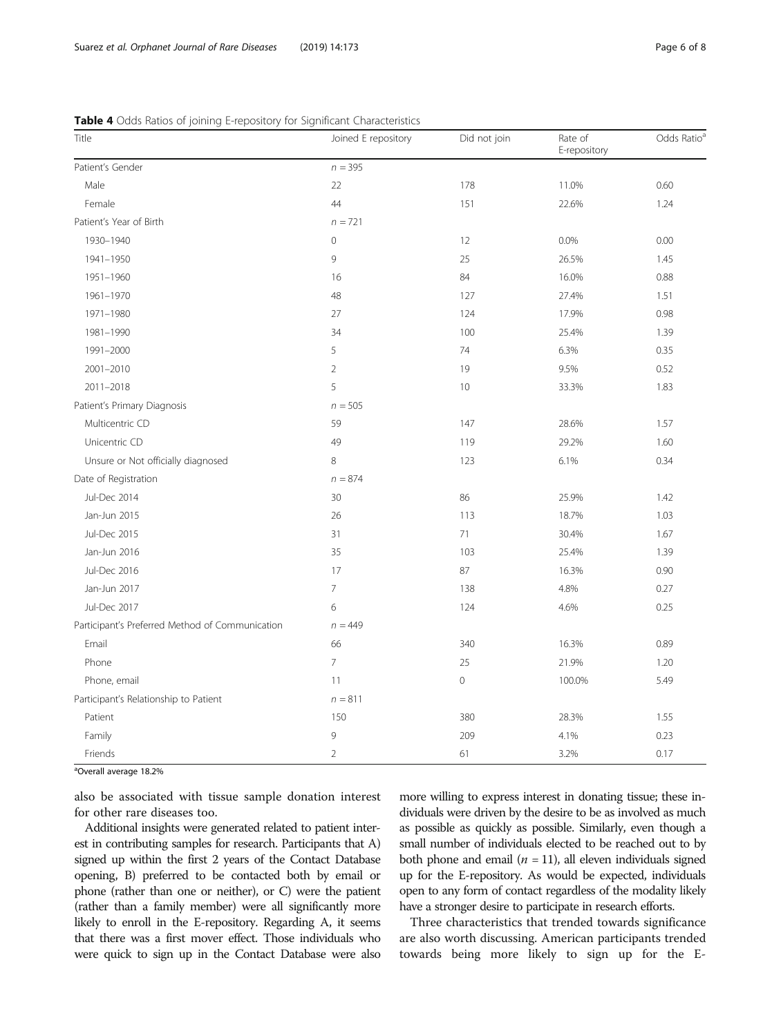**Table 4** Odds Ratios of joining E-repository for Significant Characteristics

| Title | Joined E repository | Did not join | Rate of E-repository | Odds Ratio[a] |
|---|---|---|---|---|
| Patient's Gender | $n = 395$ | | | |
| Male | 22 | 178 | 11.0% | 0.60 |
| Female | 44 | 151 | 22.6% | 1.24 |
| Patient's Year of Birth | $n = 721$ | | | |
| 1930–1940 | 0 | 12 | 0.0% | 0.00 |
| 1941–1950 | 9 | 25 | 26.5% | 1.45 |
| 1951–1960 | 16 | 84 | 16.0% | 0.88 |
| 1961–1970 | 48 | 127 | 27.4% | 1.51 |
| 1971–1980 | 27 | 124 | 17.9% | 0.98 |
| 1981–1990 | 34 | 100 | 25.4% | 1.39 |
| 1991–2000 | 5 | 74 | 6.3% | 0.35 |
| 2001–2010 | 2 | 19 | 9.5% | 0.52 |
| 2011–2018 | 5 | 10 | 33.3% | 1.83 |
| Patient's Primary Diagnosis | $n = 505$ | | | |
| Multicentric CD | 59 | 147 | 28.6% | 1.57 |
| Unicentric CD | 49 | 119 | 29.2% | 1.60 |
| Unsure or Not officially diagnosed | 8 | 123 | 6.1% | 0.34 |
| Date of Registration | $n = 874$ | | | |
| Jul-Dec 2014 | 30 | 86 | 25.9% | 1.42 |
| Jan-Jun 2015 | 26 | 113 | 18.7% | 1.03 |
| Jul-Dec 2015 | 31 | 71 | 30.4% | 1.67 |
| Jan-Jun 2016 | 35 | 103 | 25.4% | 1.39 |
| Jul-Dec 2016 | 17 | 87 | 16.3% | 0.90 |
| Jan-Jun 2017 | 7 | 138 | 4.8% | 0.27 |
| Jul-Dec 2017 | 6 | 124 | 4.6% | 0.25 |
| Participant's Preferred Method of Communication | $n = 449$ | | | |
| Email | 66 | 340 | 16.3% | 0.89 |
| Phone | 7 | 25 | 21.9% | 1.20 |
| Phone, email | 11 | 0 | 100.0% | 5.49 |
| Participant's Relationship to Patient | $n = 811$ | | | |
| Patient | 150 | 380 | 28.3% | 1.55 |
| Family | 9 | 209 | 4.1% | 0.23 |
| Friends | 2 | 61 | 3.2% | 0.17 |

[a]Overall average 18.2%

also be associated with tissue sample donation interest for other rare diseases too.

Additional insights were generated related to patient interest in contributing samples for research. Participants that A) signed up within the first 2 years of the Contact Database opening, B) preferred to be contacted both by email or phone (rather than one or neither), or C) were the patient (rather than a family member) were all significantly more likely to enroll in the E-repository. Regarding A, it seems that there was a first mover effect. Those individuals who were quick to sign up in the Contact Database were also more willing to express interest in donating tissue; these individuals were driven by the desire to be as involved as much as possible as quickly as possible. Similarly, even though a small number of individuals elected to be reached out to by both phone and email ($n = 11$), all eleven individuals signed up for the E-repository. As would be expected, individuals open to any form of contact regardless of the modality likely have a stronger desire to participate in research efforts.

Three characteristics that trended towards significance are also worth discussing. American participants trended towards being more likely to sign up for the E-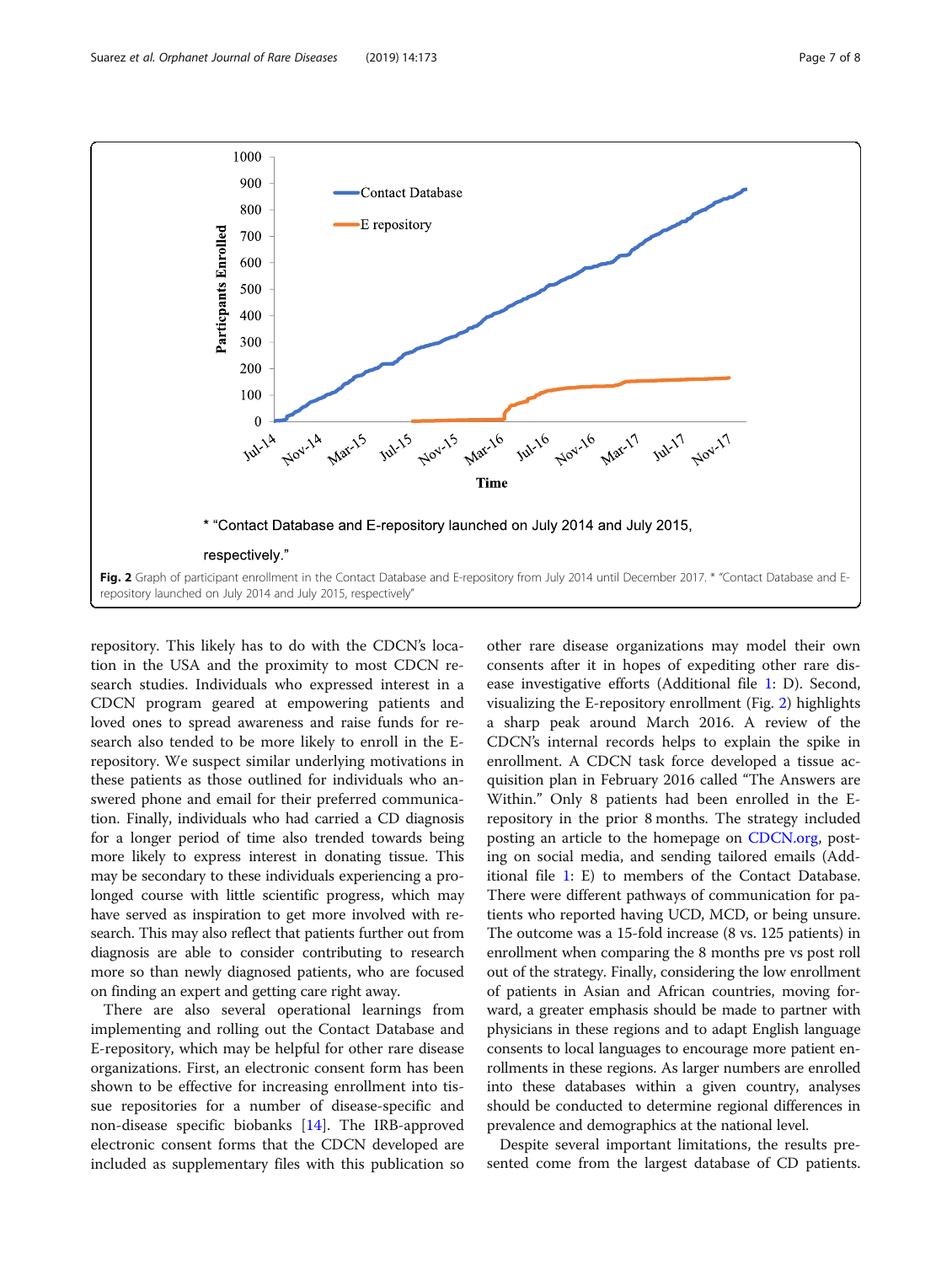* "Contact Database and E-repository launched on July 2014 and July 2015, respectively."

**Fig. 2** Graph of participant enrollment in the Contact Database and E-repository from July 2014 until December 2017. * "Contact Database and E-repository launched on July 2014 and July 2015, respectively"

repository. This likely has to do with the CDCN's location in the USA and the proximity to most CDCN research studies. Individuals who expressed interest in a CDCN program geared at empowering patients and loved ones to spread awareness and raise funds for research also tended to be more likely to enroll in the E-repository. We suspect similar underlying motivations in these patients as those outlined for individuals who answered phone and email for their preferred communication. Finally, individuals who had carried a CD diagnosis for a longer period of time also trended towards being more likely to express interest in donating tissue. This may be secondary to these individuals experiencing a prolonged course with little scientific progress, which may have served as inspiration to get more involved with research. This may also reflect that patients further out from diagnosis are able to consider contributing to research more so than newly diagnosed patients, who are focused on finding an expert and getting care right away.

There are also several operational learnings from implementing and rolling out the Contact Database and E-repository, which may be helpful for other rare disease organizations. First, an electronic consent form has been shown to be effective for increasing enrollment into tissue repositories for a number of disease-specific and non-disease specific biobanks [14]. The IRB-approved electronic consent forms that the CDCN developed are included as supplementary files with this publication so other rare disease organizations may model their own consents after it in hopes of expediting other rare disease investigative efforts (Additional file 1: D). Second, visualizing the E-repository enrollment (Fig. 2) highlights a sharp peak around March 2016. A review of the CDCN's internal records helps to explain the spike in enrollment. A CDCN task force developed a tissue acquisition plan in February 2016 called "The Answers are Within." Only 8 patients had been enrolled in the E-repository in the prior 8 months. The strategy included posting an article to the homepage on CDCN.org, posting on social media, and sending tailored emails (Additional file 1: E) to members of the Contact Database. There were different pathways of communication for patients who reported having UCD, MCD, or being unsure. The outcome was a 15-fold increase (8 vs. 125 patients) in enrollment when comparing the 8 months pre vs post roll out of the strategy. Finally, considering the low enrollment of patients in Asian and African countries, moving forward, a greater emphasis should be made to partner with physicians in these regions and to adapt English language consents to local languages to encourage more patient enrollments in these regions. As larger numbers are enrolled into these databases within a given country, analyses should be conducted to determine regional differences in prevalence and demographics at the national level.

Despite several important limitations, the results presented come from the largest database of CD patients.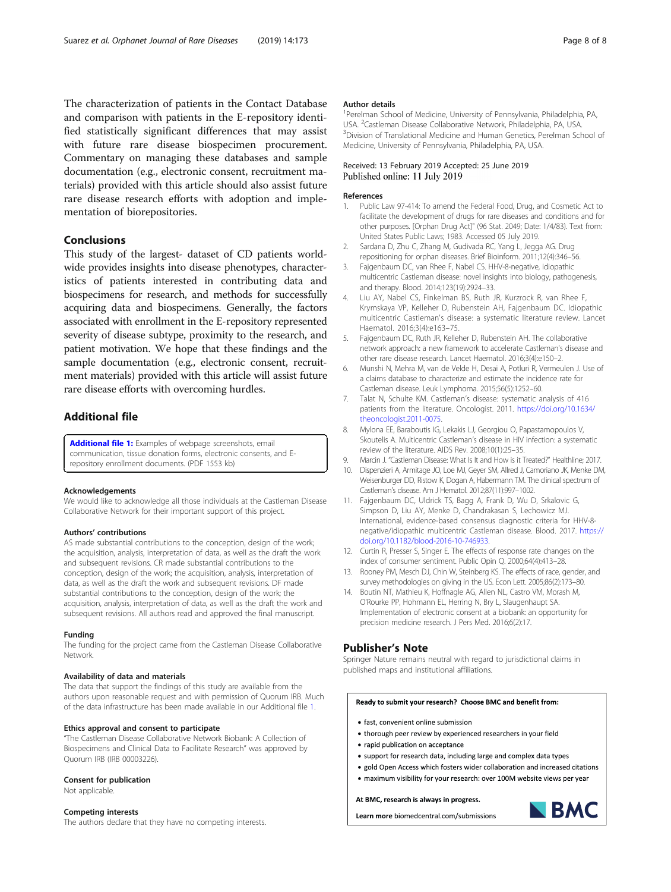The characterization of patients in the Contact Database and comparison with patients in the E-repository identified statistically significant differences that may assist with future rare disease biospecimen procurement. Commentary on managing these databases and sample documentation (e.g., electronic consent, recruitment materials) provided with this article should also assist future rare disease research efforts with adoption and implementation of biorepositories.

## Conclusions

This study of the largest- dataset of CD patients worldwide provides insights into disease phenotypes, characteristics of patients interested in contributing data and biospecimens for research, and methods for successfully acquiring data and biospecimens. Generally, the factors associated with enrollment in the E-repository represented severity of disease subtype, proximity to the research, and patient motivation. We hope that these findings and the sample documentation (e.g., electronic consent, recruitment materials) provided with this article will assist future rare disease efforts with overcoming hurdles.

## Additional file

**Additional file 1:** Examples of webpage screenshots, email communication, tissue donation forms, electronic consents, and E-repository enrollment documents. (PDF 1553 kb)

### Acknowledgements

We would like to acknowledge all those individuals at the Castleman Disease Collaborative Network for their important support of this project.

### Authors' contributions

AS made substantial contributions to the conception, design of the work; the acquisition, analysis, interpretation of data, as well as the draft the work and subsequent revisions. CR made substantial contributions to the conception, design of the work; the acquisition, analysis, interpretation of data, as well as the draft the work and subsequent revisions. DF made substantial contributions to the conception, design of the work; the acquisition, analysis, interpretation of data, as well as the draft the work and subsequent revisions. All authors read and approved the final manuscript.

### Funding

The funding for the project came from the Castleman Disease Collaborative Network.

### Availability of data and materials

The data that support the findings of this study are available from the authors upon reasonable request and with permission of Quorum IRB. Much of the data infrastructure has been made available in our Additional file 1.

### Ethics approval and consent to participate

"The Castleman Disease Collaborative Network Biobank: A Collection of Biospecimens and Clinical Data to Facilitate Research" was approved by Quorum IRB (IRB 00003226).

### Consent for publication

Not applicable.

### Competing interests

The authors declare that they have no competing interests.

### Author details

[1]Perelman School of Medicine, University of Pennsylvania, Philadelphia, PA, USA. [2]Castleman Disease Collaborative Network, Philadelphia, PA, USA. [3]Division of Translational Medicine and Human Genetics, Perelman School of Medicine, University of Pennsylvania, Philadelphia, PA, USA.

Received: 13 February 2019 Accepted: 25 June 2019
Published online: 11 July 2019

### References

1. Public Law 97-414: To amend the Federal Food, Drug, and Cosmetic Act to facilitate the development of drugs for rare diseases and conditions and for other purposes. [Orphan Drug Act]" (96 Stat. 2049; Date: 1/4/83). Text from: United States Public Laws; 1983. Accessed 05 July 2019.
2. Sardana D, Zhu C, Zhang M, Gudivada RC, Yang L, Jegga AG. Drug repositioning for orphan diseases. Brief Bioinform. 2011;12(4):346–56.
3. Fajgenbaum DC, van Rhee F, Nabel CS. HHV-8-negative, idiopathic multicentric Castleman disease: novel insights into biology, pathogenesis, and therapy. Blood. 2014;123(19):2924–33.
4. Liu AY, Nabel CS, Finkelman BS, Ruth JR, Kurzrock R, van Rhee F, Krymskaya VP, Kelleher D, Rubenstein AH, Fajgenbaum DC. Idiopathic multicentric Castleman's disease: a systematic literature review. Lancet Haematol. 2016;3(4):e163–75.
5. Fajgenbaum DC, Ruth JR, Kelleher D, Rubenstein AH. The collaborative network approach: a new framework to accelerate Castleman's disease and other rare disease research. Lancet Haematol. 2016;3(4):e150–2.
6. Munshi N, Mehra M, van de Velde H, Desai A, Potluri R, Vermeulen J. Use of a claims database to characterize and estimate the incidence rate for Castleman disease. Leuk Lymphoma. 2015;56(5):1252–60.
7. Talat N, Schulte KM. Castleman's disease: systematic analysis of 416 patients from the literature. Oncologist. 2011. https://doi.org/10.1634/theoncologist.2011-0075.
8. Mylona EE, Baraboutis IG, Lekakis LJ, Georgiou O, Papastamopoulos V, Skoutelis A. Multicentric Castleman's disease in HIV infection: a systematic review of the literature. AIDS Rev. 2008;10(1):25–35.
9. Marcin J. "Castleman Disease: What Is It and How is it Treated?" Healthline; 2017.
10. Dispenzieri A, Armitage JO, Loe MJ, Geyer SM, Allred J, Camoriano JK, Menke DM, Weisenburger DD, Ristow K, Dogan A, Habermann TM. The clinical spectrum of Castleman's disease. Am J Hematol. 2012;87(11):997–1002.
11. Fajgenbaum DC, Uldrick TS, Bagg A, Frank D, Wu D, Srkalovic G, Simpson D, Liu AY, Menke D, Chandrakasan S, Lechowicz MJ. International, evidence-based consensus diagnostic criteria for HHV-8-negative/idiopathic multicentric Castleman disease. Blood. 2017. https://doi.org/10.1182/blood-2016-10-746933.
12. Curtin R, Presser S, Singer E. The effects of response rate changes on the index of consumer sentiment. Public Opin Q. 2000;64(4):413–28.
13. Rooney PM, Mesch DJ, Chin W, Steinberg KS. The effects of race, gender, and survey methodologies on giving in the US. Econ Lett. 2005;86(2):173–80.
14. Boutin NT, Mathieu K, Hoffnagle AG, Allen NL, Castro VM, Morash M, O'Rourke PP, Hohmann EL, Herring N, Bry L, Slaugenhaupt SA. Implementation of electronic consent at a biobank: an opportunity for precision medicine research. J Pers Med. 2016;6(2):17.

## Publisher's Note

Springer Nature remains neutral with regard to jurisdictional claims in published maps and institutional affiliations.